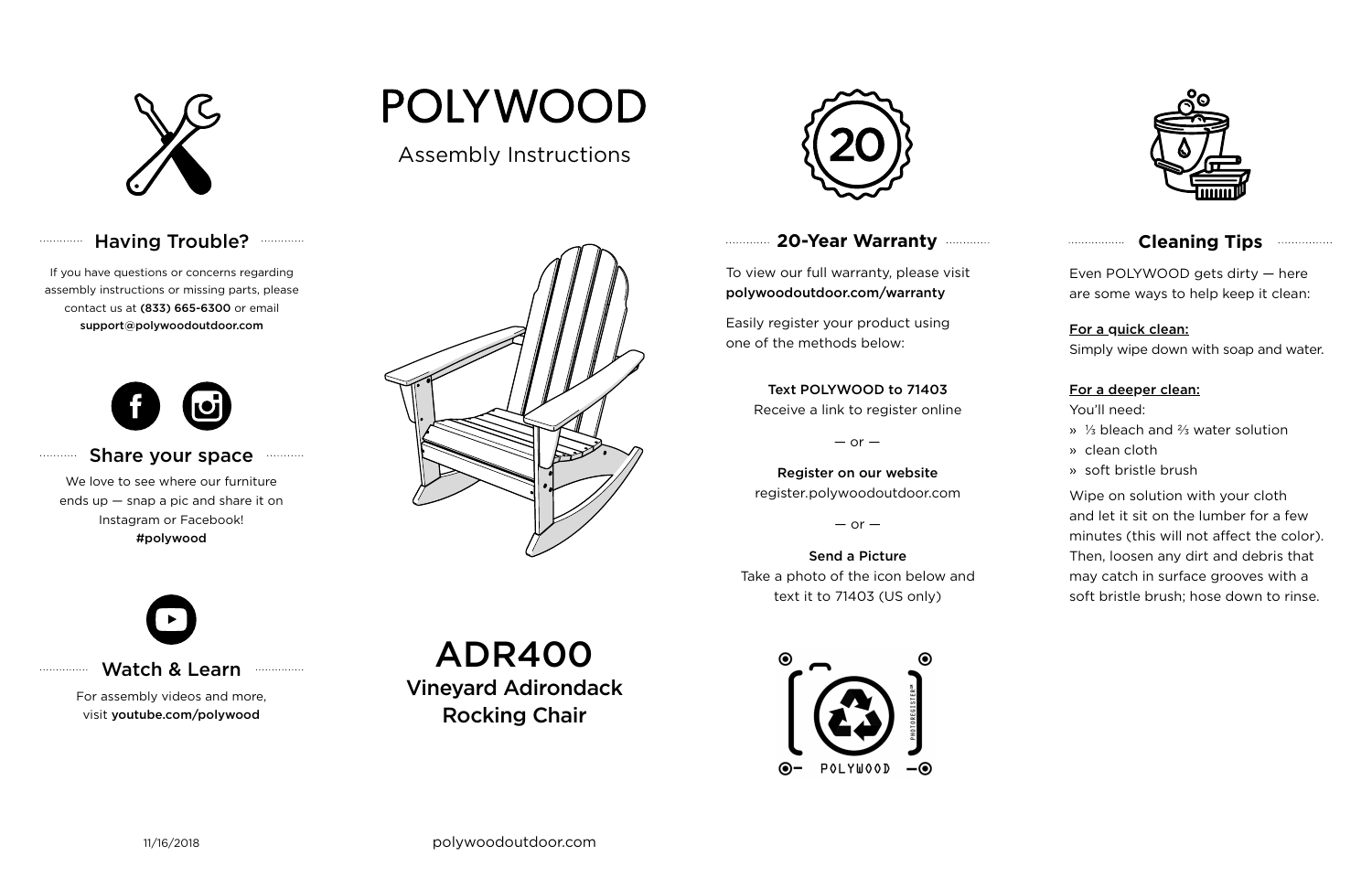# POLYWOOD

Assembly Instructions

## ADR400

### Vineyard Adirondack Rocking Chair

## Having Trouble?

If you have questions or concerns regarding assembly instructions or missing parts, please contact us at **(833) 665-6300** or email **support@polywoodoutdoor.com**

## Share your space

We love to see where our furniture ends up — snap a pic and share it on Instagram or Facebook!
**#polywood**

## Watch & Learn

For assembly videos and more, visit **youtube.com/polywood**

## 20-Year Warranty

To view our full warranty, please visit **polywoodoutdoor.com/warranty**

Easily register your product using one of the methods below:

**Text POLYWOOD to 71403**
Receive a link to register online

— or —

**Register on our website**
register.polywoodoutdoor.com

— or —

**Send a Picture**
Take a photo of the icon below and text it to 71403 (US only)

POLYWOOD

PHOTOREGISTER™

## Cleaning Tips

Even POLYWOOD gets dirty — here are some ways to help keep it clean:

**For a quick clean:**
Simply wipe down with soap and water.

**For a deeper clean:**
You'll need:

- ⅓ bleach and ⅔ water solution
- clean cloth
- soft bristle brush

Wipe on solution with your cloth and let it sit on the lumber for a few minutes (this will not affect the color). Then, loosen any dirt and debris that may catch in surface grooves with a soft bristle brush; hose down to rinse.

11/16/2018

polywoodoutdoor.com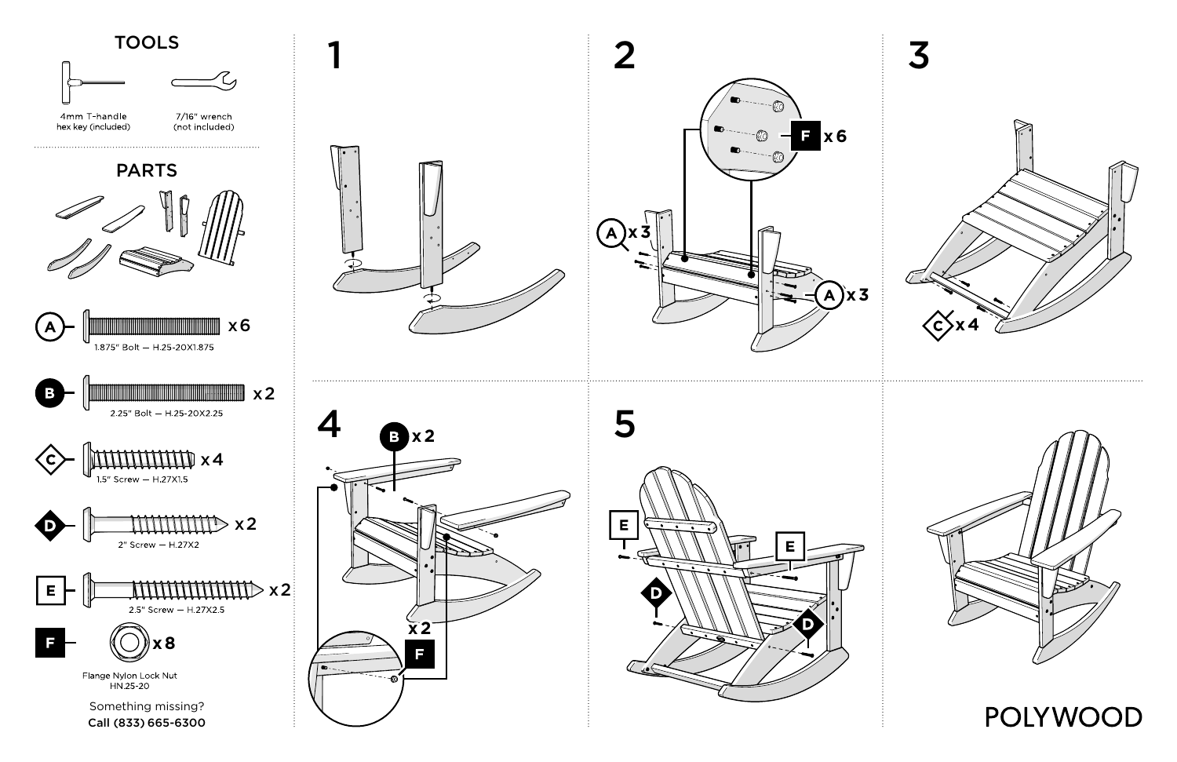## TOOLS

4mm T-handle hex key (included)

7/16" wrench (not included)

## PARTS

A — 1.875" Bolt — H.25-20X1.875 — x6

B — 2.25" Bolt — H.25-20X2.25 — x2

C — 1.5" Screw — H.27X1.5 — x4

D — 2" Screw — H.27X2 — x2

E — 2.5" Screw — H.27X2.5 — x2

F — Flange Nylon Lock Nut HN.25-20 — x8

Something missing?

**Call (833) 665-6300**

## 1

## 2

A x3

F x6

A x3

## 3

C x4

## 4

B x2

x2 F

## 5

E

E

D

D

POLYWOOD